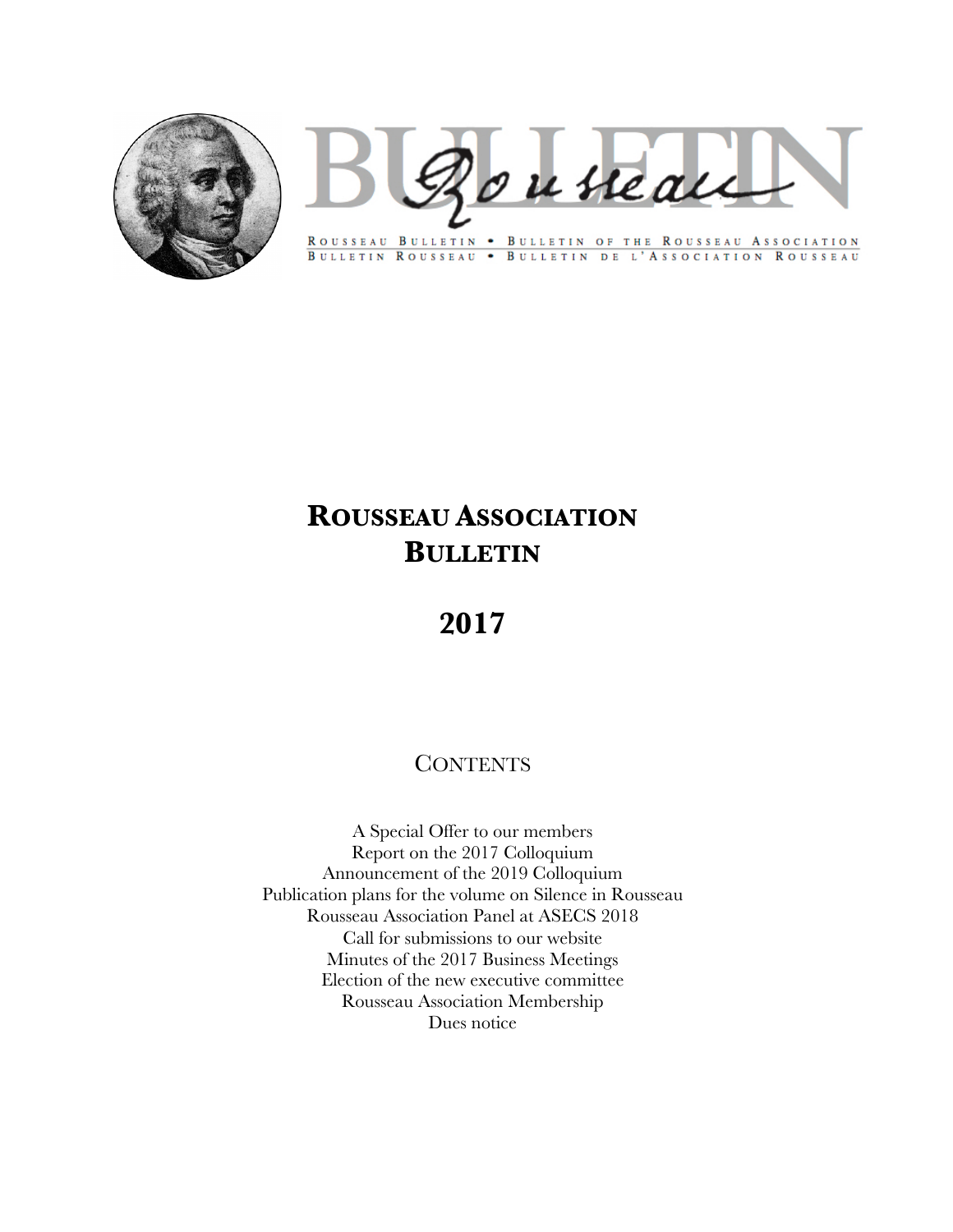ROUSSEAU BULLETIN • BULLETIN OF THE ROUSSEAU ASSOCIATION
BULLETIN ROUSSEAU • BULLETIN DE L'ASSOCIATION ROUSSEAU

# ROUSSEAU ASSOCIATION BULLETIN

# 2017

## CONTENTS

A Special Offer to our members
Report on the 2017 Colloquium
Announcement of the 2019 Colloquium
Publication plans for the volume on Silence in Rousseau
Rousseau Association Panel at ASECS 2018
Call for submissions to our website
Minutes of the 2017 Business Meetings
Election of the new executive committee
Rousseau Association Membership
Dues notice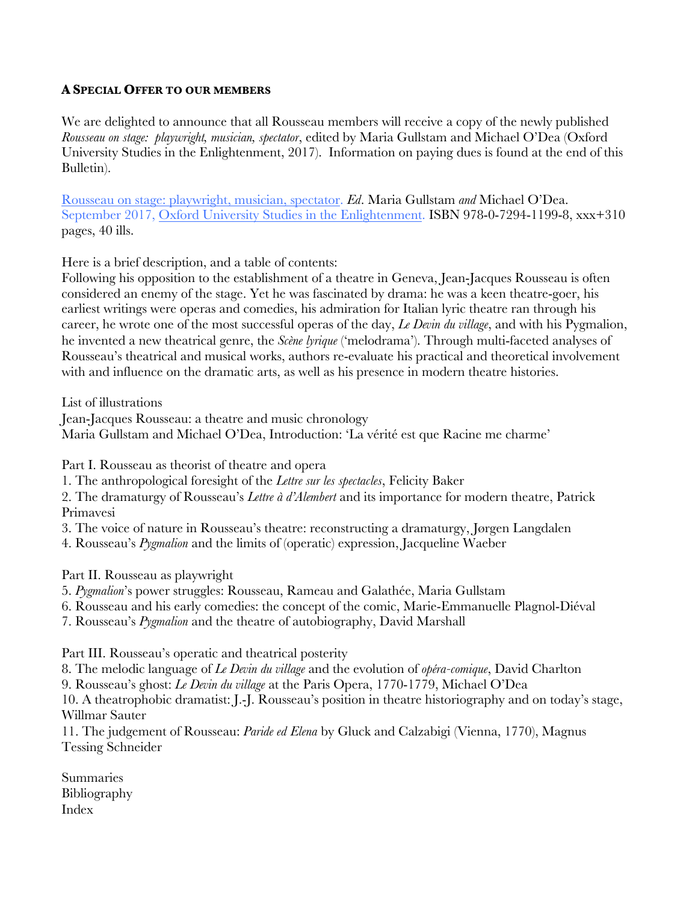**A SPECIAL OFFER TO OUR MEMBERS**

We are delighted to announce that all Rousseau members will receive a copy of the newly published *Rousseau on stage: playwright, musician, spectator*, edited by Maria Gullstam and Michael O'Dea (Oxford University Studies in the Enlightenment, 2017). Information on paying dues is found at the end of this Bulletin).

Rousseau on stage: playwright, musician, spectator. *Ed*. Maria Gullstam *and* Michael O'Dea. September 2017, Oxford University Studies in the Enlightenment. ISBN 978-0-7294-1199-8, xxx+310 pages, 40 ills.

Here is a brief description, and a table of contents:
Following his opposition to the establishment of a theatre in Geneva, Jean-Jacques Rousseau is often considered an enemy of the stage. Yet he was fascinated by drama: he was a keen theatre-goer, his earliest writings were operas and comedies, his admiration for Italian lyric theatre ran through his career, he wrote one of the most successful operas of the day, *Le Devin du village*, and with his Pygmalion, he invented a new theatrical genre, the *Scène lyrique* ('melodrama'). Through multi-faceted analyses of Rousseau's theatrical and musical works, authors re-evaluate his practical and theoretical involvement with and influence on the dramatic arts, as well as his presence in modern theatre histories.

List of illustrations
Jean-Jacques Rousseau: a theatre and music chronology
Maria Gullstam and Michael O'Dea, Introduction: 'La vérité est que Racine me charme'

Part I. Rousseau as theorist of theatre and opera
1. The anthropological foresight of the *Lettre sur les spectacles*, Felicity Baker
2. The dramaturgy of Rousseau's *Lettre à d'Alembert* and its importance for modern theatre, Patrick Primavesi
3. The voice of nature in Rousseau's theatre: reconstructing a dramaturgy, Jørgen Langdalen
4. Rousseau's *Pygmalion* and the limits of (operatic) expression, Jacqueline Waeber

Part II. Rousseau as playwright
5. *Pygmalion*'s power struggles: Rousseau, Rameau and Galathée, Maria Gullstam
6. Rousseau and his early comedies: the concept of the comic, Marie-Emmanuelle Plagnol-Diéval
7. Rousseau's *Pygmalion* and the theatre of autobiography, David Marshall

Part III. Rousseau's operatic and theatrical posterity
8. The melodic language of *Le Devin du village* and the evolution of *opéra-comique*, David Charlton
9. Rousseau's ghost: *Le Devin du village* at the Paris Opera, 1770-1779, Michael O'Dea
10. A theatrophobic dramatist: J.-J. Rousseau's position in theatre historiography and on today's stage, Willmar Sauter
11. The judgement of Rousseau: *Paride ed Elena* by Gluck and Calzabigi (Vienna, 1770), Magnus Tessing Schneider

Summaries
Bibliography
Index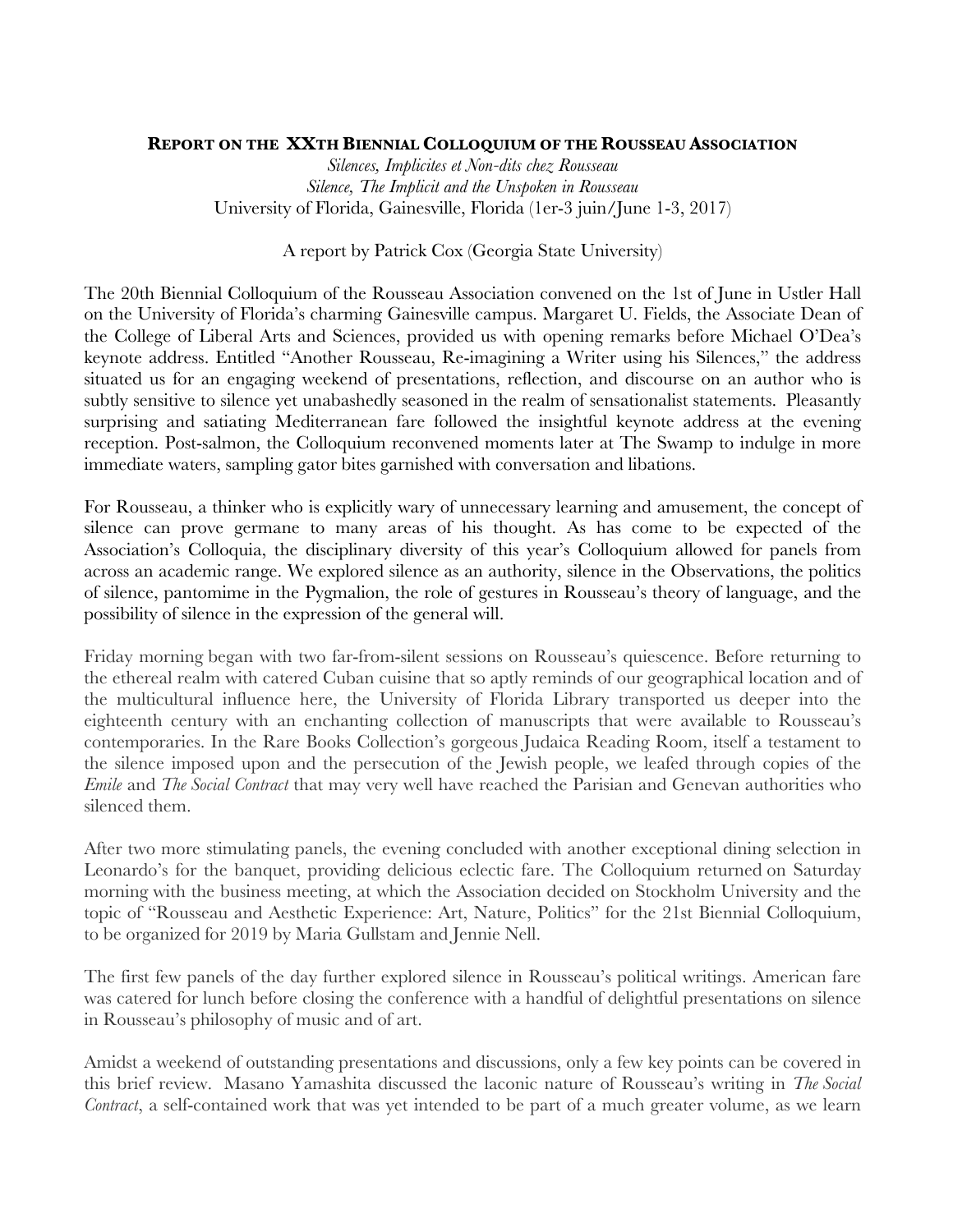**REPORT ON THE XXTH BIENNIAL COLLOQUIUM OF THE ROUSSEAU ASSOCIATION**

*Silences, Implicites et Non-dits chez Rousseau*
*Silence, The Implicit and the Unspoken in Rousseau*
University of Florida, Gainesville, Florida (1er-3 juin/June 1-3, 2017)

A report by Patrick Cox (Georgia State University)

The 20th Biennial Colloquium of the Rousseau Association convened on the 1st of June in Ustler Hall on the University of Florida's charming Gainesville campus. Margaret U. Fields, the Associate Dean of the College of Liberal Arts and Sciences, provided us with opening remarks before Michael O'Dea's keynote address. Entitled "Another Rousseau, Re-imagining a Writer using his Silences," the address situated us for an engaging weekend of presentations, reflection, and discourse on an author who is subtly sensitive to silence yet unabashedly seasoned in the realm of sensationalist statements. Pleasantly surprising and satiating Mediterranean fare followed the insightful keynote address at the evening reception. Post-salmon, the Colloquium reconvened moments later at The Swamp to indulge in more immediate waters, sampling gator bites garnished with conversation and libations.

For Rousseau, a thinker who is explicitly wary of unnecessary learning and amusement, the concept of silence can prove germane to many areas of his thought. As has come to be expected of the Association's Colloquia, the disciplinary diversity of this year's Colloquium allowed for panels from across an academic range. We explored silence as an authority, silence in the Observations, the politics of silence, pantomime in the Pygmalion, the role of gestures in Rousseau's theory of language, and the possibility of silence in the expression of the general will.

Friday morning began with two far-from-silent sessions on Rousseau's quiescence. Before returning to the ethereal realm with catered Cuban cuisine that so aptly reminds of our geographical location and of the multicultural influence here, the University of Florida Library transported us deeper into the eighteenth century with an enchanting collection of manuscripts that were available to Rousseau's contemporaries. In the Rare Books Collection's gorgeous Judaica Reading Room, itself a testament to the silence imposed upon and the persecution of the Jewish people, we leafed through copies of the *Emile* and *The Social Contract* that may very well have reached the Parisian and Genevan authorities who silenced them.

After two more stimulating panels, the evening concluded with another exceptional dining selection in Leonardo's for the banquet, providing delicious eclectic fare. The Colloquium returned on Saturday morning with the business meeting, at which the Association decided on Stockholm University and the topic of "Rousseau and Aesthetic Experience: Art, Nature, Politics" for the 21st Biennial Colloquium, to be organized for 2019 by Maria Gullstam and Jennie Nell.

The first few panels of the day further explored silence in Rousseau's political writings. American fare was catered for lunch before closing the conference with a handful of delightful presentations on silence in Rousseau's philosophy of music and of art.

Amidst a weekend of outstanding presentations and discussions, only a few key points can be covered in this brief review. Masano Yamashita discussed the laconic nature of Rousseau's writing in *The Social Contract*, a self-contained work that was yet intended to be part of a much greater volume, as we learn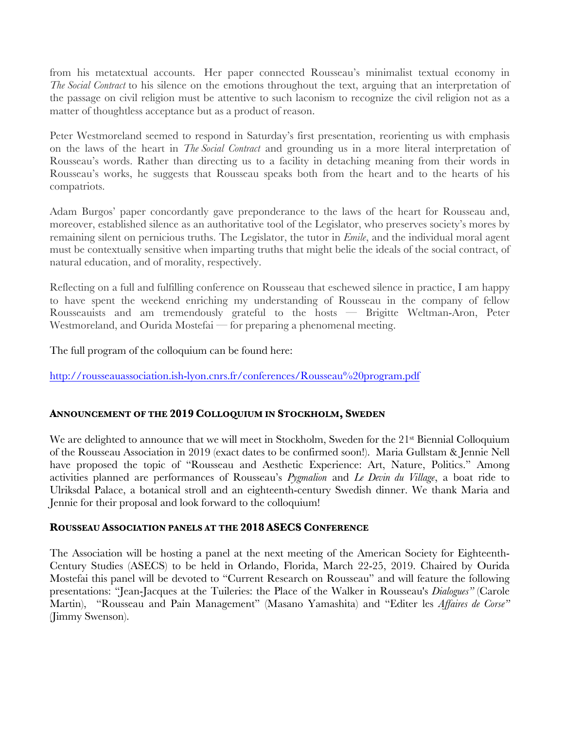from his metatextual accounts. Her paper connected Rousseau's minimalist textual economy in *The Social Contract* to his silence on the emotions throughout the text, arguing that an interpretation of the passage on civil religion must be attentive to such laconism to recognize the civil religion not as a matter of thoughtless acceptance but as a product of reason.

Peter Westmoreland seemed to respond in Saturday's first presentation, reorienting us with emphasis on the laws of the heart in *The Social Contract* and grounding us in a more literal interpretation of Rousseau's words. Rather than directing us to a facility in detaching meaning from their words in Rousseau's works, he suggests that Rousseau speaks both from the heart and to the hearts of his compatriots.

Adam Burgos' paper concordantly gave preponderance to the laws of the heart for Rousseau and, moreover, established silence as an authoritative tool of the Legislator, who preserves society's mores by remaining silent on pernicious truths. The Legislator, the tutor in *Emile*, and the individual moral agent must be contextually sensitive when imparting truths that might belie the ideals of the social contract, of natural education, and of morality, respectively.

Reflecting on a full and fulfilling conference on Rousseau that eschewed silence in practice, I am happy to have spent the weekend enriching my understanding of Rousseau in the company of fellow Rousseauists and am tremendously grateful to the hosts — Brigitte Weltman-Aron, Peter Westmoreland, and Ourida Mostefai — for preparing a phenomenal meeting.

The full program of the colloquium can be found here:

http://rousseauassociation.ish-lyon.cnrs.fr/conferences/Rousseau%20program.pdf

### Announcement of the 2019 Colloquium in Stockholm, Sweden

We are delighted to announce that we will meet in Stockholm, Sweden for the 21st Biennial Colloquium of the Rousseau Association in 2019 (exact dates to be confirmed soon!). Maria Gullstam & Jennie Nell have proposed the topic of "Rousseau and Aesthetic Experience: Art, Nature, Politics." Among activities planned are performances of Rousseau's *Pygmalion* and *Le Devin du Village*, a boat ride to Ulriksdal Palace, a botanical stroll and an eighteenth-century Swedish dinner. We thank Maria and Jennie for their proposal and look forward to the colloquium!

### Rousseau Association panels at the 2018 ASECS Conference

The Association will be hosting a panel at the next meeting of the American Society for Eighteenth-Century Studies (ASECS) to be held in Orlando, Florida, March 22-25, 2019. Chaired by Ourida Mostefai this panel will be devoted to "Current Research on Rousseau" and will feature the following presentations: "Jean-Jacques at the Tuileries: the Place of the Walker in Rousseau's *Dialogues*" (Carole Martin), "Rousseau and Pain Management" (Masano Yamashita) and "Editer les *Affaires de Corse*" (Jimmy Swenson).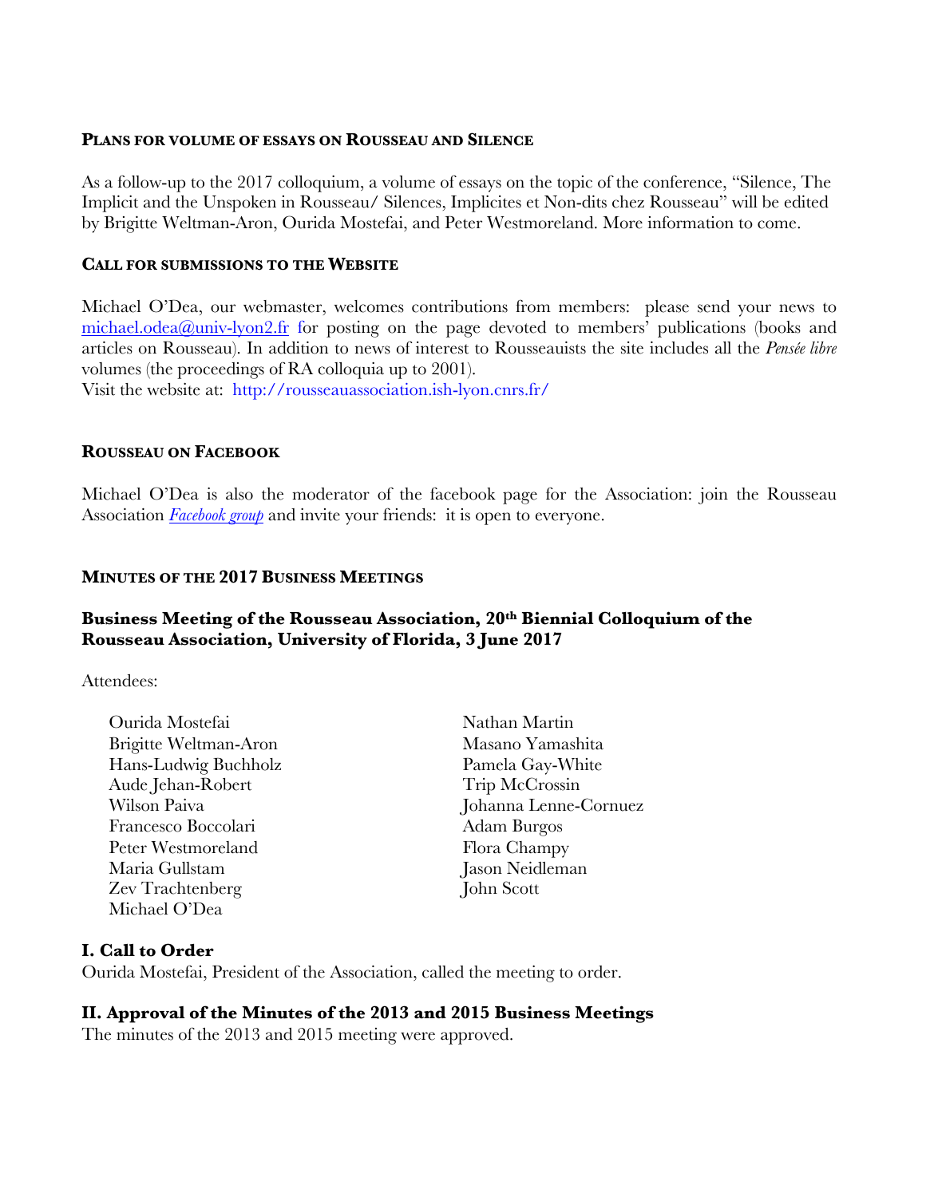## PLANS FOR VOLUME OF ESSAYS ON ROUSSEAU AND SILENCE

As a follow-up to the 2017 colloquium, a volume of essays on the topic of the conference, "Silence, The Implicit and the Unspoken in Rousseau/ Silences, Implicites et Non-dits chez Rousseau" will be edited by Brigitte Weltman-Aron, Ourida Mostefai, and Peter Westmoreland. More information to come.

## CALL FOR SUBMISSIONS TO THE WEBSITE

Michael O'Dea, our webmaster, welcomes contributions from members: please send your news to michael.odea@univ-lyon2.fr for posting on the page devoted to members' publications (books and articles on Rousseau). In addition to news of interest to Rousseauists the site includes all the *Pensée libre* volumes (the proceedings of RA colloquia up to 2001).
Visit the website at: http://rousseauassociation.ish-lyon.cnrs.fr/

## ROUSSEAU ON FACEBOOK

Michael O'Dea is also the moderator of the facebook page for the Association: join the Rousseau Association *Facebook group* and invite your friends: it is open to everyone.

## MINUTES OF THE 2017 BUSINESS MEETINGS

### Business Meeting of the Rousseau Association, 20th Biennial Colloquium of the Rousseau Association, University of Florida, 3 June 2017

Attendees:

- Ourida Mostefai
- Brigitte Weltman-Aron
- Hans-Ludwig Buchholz
- Aude Jehan-Robert
- Wilson Paiva
- Francesco Boccolari
- Peter Westmoreland
- Maria Gullstam
- Zev Trachtenberg
- Michael O'Dea
- Nathan Martin
- Masano Yamashita
- Pamela Gay-White
- Trip McCrossin
- Johanna Lenne-Cornuez
- Adam Burgos
- Flora Champy
- Jason Neidleman
- John Scott

**I. Call to Order**
Ourida Mostefai, President of the Association, called the meeting to order.

**II. Approval of the Minutes of the 2013 and 2015 Business Meetings**
The minutes of the 2013 and 2015 meeting were approved.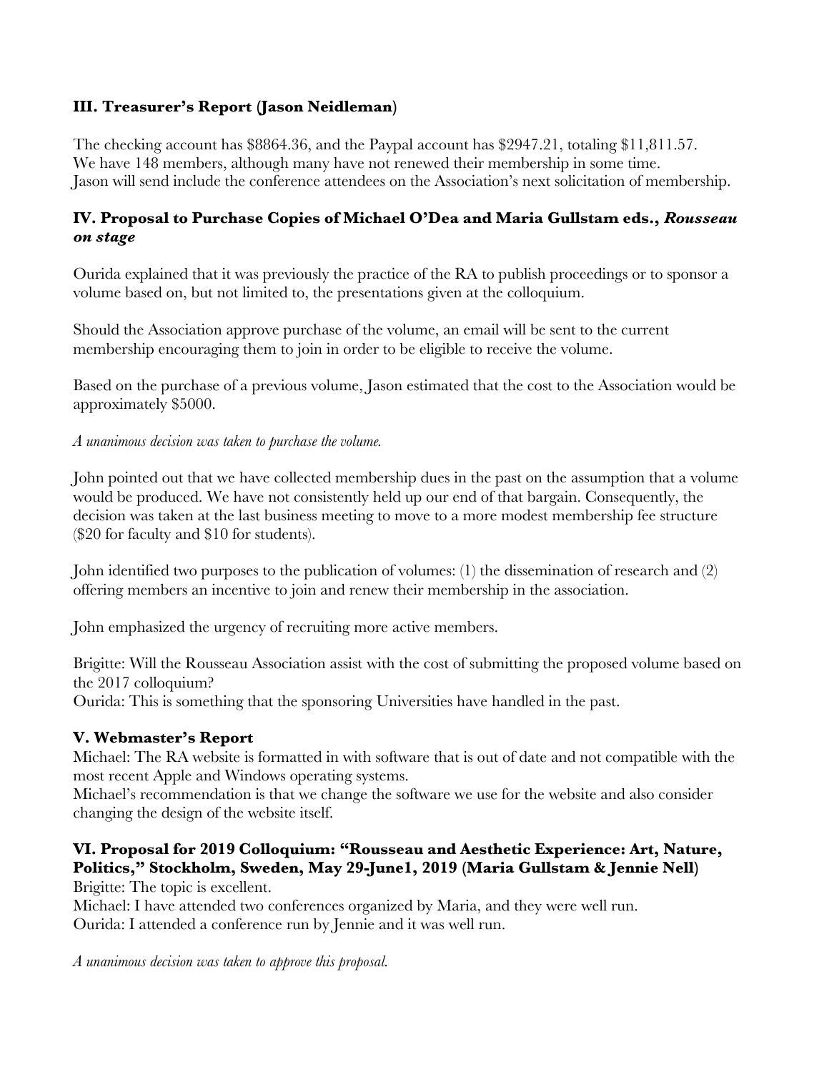## III. Treasurer's Report (Jason Neidleman)

The checking account has $8864.36, and the Paypal account has $2947.21, totaling $11,811.57. We have 148 members, although many have not renewed their membership in some time. Jason will send include the conference attendees on the Association's next solicitation of membership.

## IV. Proposal to Purchase Copies of Michael O'Dea and Maria Gullstam eds., *Rousseau on stage*

Ourida explained that it was previously the practice of the RA to publish proceedings or to sponsor a volume based on, but not limited to, the presentations given at the colloquium.

Should the Association approve purchase of the volume, an email will be sent to the current membership encouraging them to join in order to be eligible to receive the volume.

Based on the purchase of a previous volume, Jason estimated that the cost to the Association would be approximately $5000.

*A unanimous decision was taken to purchase the volume.*

John pointed out that we have collected membership dues in the past on the assumption that a volume would be produced. We have not consistently held up our end of that bargain. Consequently, the decision was taken at the last business meeting to move to a more modest membership fee structure ($20 for faculty and $10 for students).

John identified two purposes to the publication of volumes: (1) the dissemination of research and (2) offering members an incentive to join and renew their membership in the association.

John emphasized the urgency of recruiting more active members.

Brigitte: Will the Rousseau Association assist with the cost of submitting the proposed volume based on the 2017 colloquium?
Ourida: This is something that the sponsoring Universities have handled in the past.

## V. Webmaster's Report

Michael: The RA website is formatted in with software that is out of date and not compatible with the most recent Apple and Windows operating systems.
Michael's recommendation is that we change the software we use for the website and also consider changing the design of the website itself.

## VI. Proposal for 2019 Colloquium: "Rousseau and Aesthetic Experience: Art, Nature, Politics," Stockholm, Sweden, May 29-June1, 2019 (Maria Gullstam & Jennie Nell)

Brigitte: The topic is excellent.
Michael: I have attended two conferences organized by Maria, and they were well run.
Ourida: I attended a conference run by Jennie and it was well run.

*A unanimous decision was taken to approve this proposal.*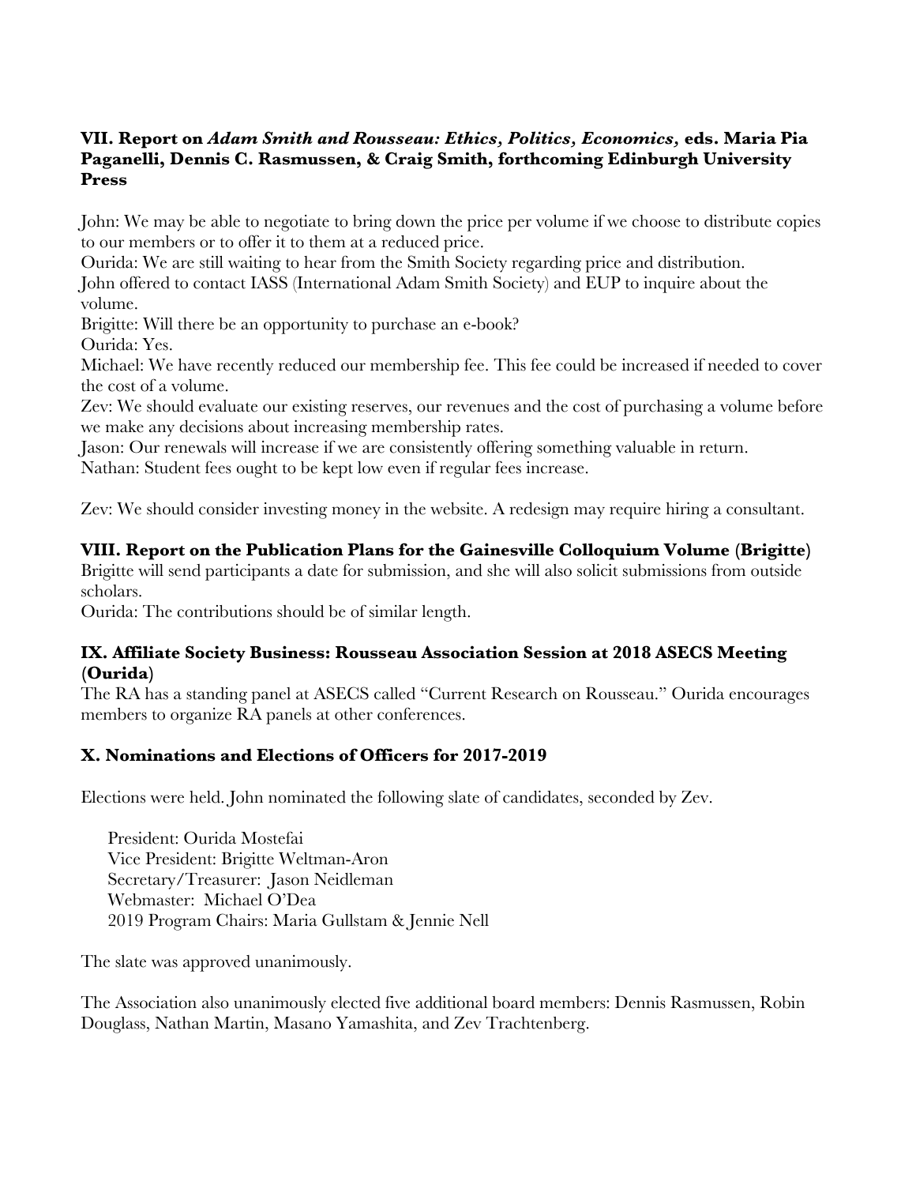## VII. Report on *Adam Smith and Rousseau: Ethics, Politics, Economics,* eds. Maria Pia Paganelli, Dennis C. Rasmussen, & Craig Smith, forthcoming Edinburgh University Press

John: We may be able to negotiate to bring down the price per volume if we choose to distribute copies to our members or to offer it to them at a reduced price.
Ourida: We are still waiting to hear from the Smith Society regarding price and distribution.
John offered to contact IASS (International Adam Smith Society) and EUP to inquire about the volume.
Brigitte: Will there be an opportunity to purchase an e-book?
Ourida: Yes.
Michael: We have recently reduced our membership fee. This fee could be increased if needed to cover the cost of a volume.
Zev: We should evaluate our existing reserves, our revenues and the cost of purchasing a volume before we make any decisions about increasing membership rates.
Jason: Our renewals will increase if we are consistently offering something valuable in return.
Nathan: Student fees ought to be kept low even if regular fees increase.

Zev: We should consider investing money in the website. A redesign may require hiring a consultant.

## VIII. Report on the Publication Plans for the Gainesville Colloquium Volume (Brigitte)

Brigitte will send participants a date for submission, and she will also solicit submissions from outside scholars.
Ourida: The contributions should be of similar length.

## IX. Affiliate Society Business: Rousseau Association Session at 2018 ASECS Meeting (Ourida)

The RA has a standing panel at ASECS called "Current Research on Rousseau." Ourida encourages members to organize RA panels at other conferences.

## X. Nominations and Elections of Officers for 2017-2019

Elections were held. John nominated the following slate of candidates, seconded by Zev.

President: Ourida Mostefai
Vice President: Brigitte Weltman-Aron
Secretary/Treasurer: Jason Neidleman
Webmaster: Michael O'Dea
2019 Program Chairs: Maria Gullstam & Jennie Nell

The slate was approved unanimously.

The Association also unanimously elected five additional board members: Dennis Rasmussen, Robin Douglass, Nathan Martin, Masano Yamashita, and Zev Trachtenberg.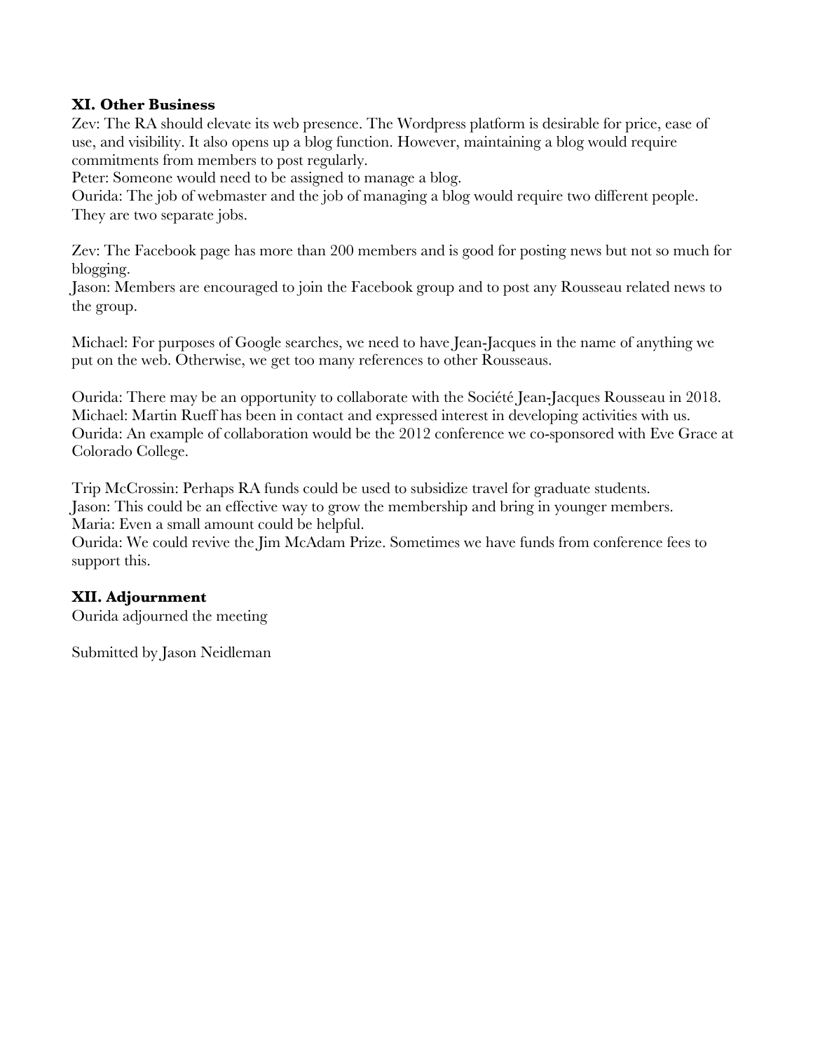### XI. Other Business

Zev: The RA should elevate its web presence. The Wordpress platform is desirable for price, ease of use, and visibility. It also opens up a blog function. However, maintaining a blog would require commitments from members to post regularly.
Peter: Someone would need to be assigned to manage a blog.
Ourida: The job of webmaster and the job of managing a blog would require two different people. They are two separate jobs.

Zev: The Facebook page has more than 200 members and is good for posting news but not so much for blogging.
Jason: Members are encouraged to join the Facebook group and to post any Rousseau related news to the group.

Michael: For purposes of Google searches, we need to have Jean-Jacques in the name of anything we put on the web. Otherwise, we get too many references to other Rousseaus.

Ourida: There may be an opportunity to collaborate with the Société Jean-Jacques Rousseau in 2018.
Michael: Martin Rueff has been in contact and expressed interest in developing activities with us.
Ourida: An example of collaboration would be the 2012 conference we co-sponsored with Eve Grace at Colorado College.

Trip McCrossin: Perhaps RA funds could be used to subsidize travel for graduate students.
Jason: This could be an effective way to grow the membership and bring in younger members.
Maria: Even a small amount could be helpful.
Ourida: We could revive the Jim McAdam Prize. Sometimes we have funds from conference fees to support this.

### XII. Adjournment

Ourida adjourned the meeting

Submitted by Jason Neidleman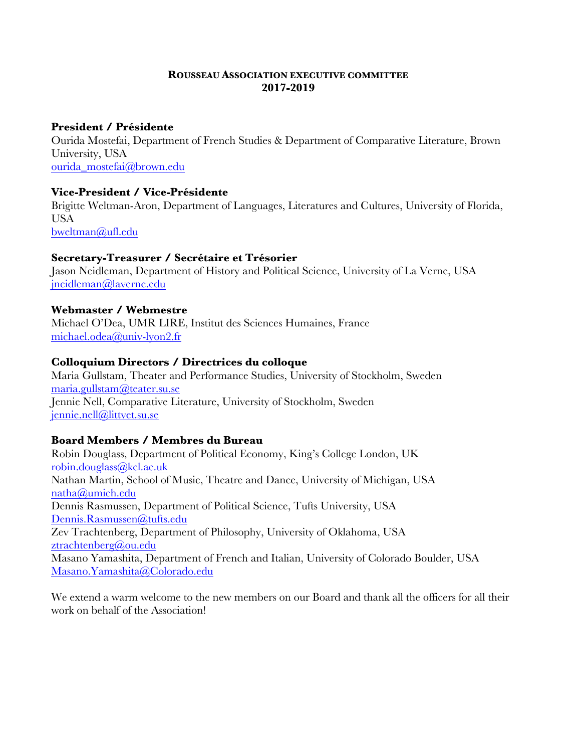## ROUSSEAU ASSOCIATION EXECUTIVE COMMITTEE
## 2017-2019

**President / Présidente**
Ourida Mostefai, Department of French Studies & Department of Comparative Literature, Brown University, USA
ourida_mostefai@brown.edu

**Vice-President / Vice-Présidente**
Brigitte Weltman-Aron, Department of Languages, Literatures and Cultures, University of Florida, USA
bweltman@ufl.edu

**Secretary-Treasurer / Secrétaire et Trésorier**
Jason Neidleman, Department of History and Political Science, University of La Verne, USA
jneidleman@laverne.edu

**Webmaster / Webmestre**
Michael O'Dea, UMR LIRE, Institut des Sciences Humaines, France
michael.odea@univ-lyon2.fr

**Colloquium Directors / Directrices du colloque**
Maria Gullstam, Theater and Performance Studies, University of Stockholm, Sweden
maria.gullstam@teater.su.se
Jennie Nell, Comparative Literature, University of Stockholm, Sweden
jennie.nell@littvet.su.se

**Board Members / Membres du Bureau**
Robin Douglass, Department of Political Economy, King's College London, UK
robin.douglass@kcl.ac.uk
Nathan Martin, School of Music, Theatre and Dance, University of Michigan, USA
natha@umich.edu
Dennis Rasmussen, Department of Political Science, Tufts University, USA
Dennis.Rasmussen@tufts.edu
Zev Trachtenberg, Department of Philosophy, University of Oklahoma, USA
ztrachtenberg@ou.edu
Masano Yamashita, Department of French and Italian, University of Colorado Boulder, USA
Masano.Yamashita@Colorado.edu

We extend a warm welcome to the new members on our Board and thank all the officers for all their work on behalf of the Association!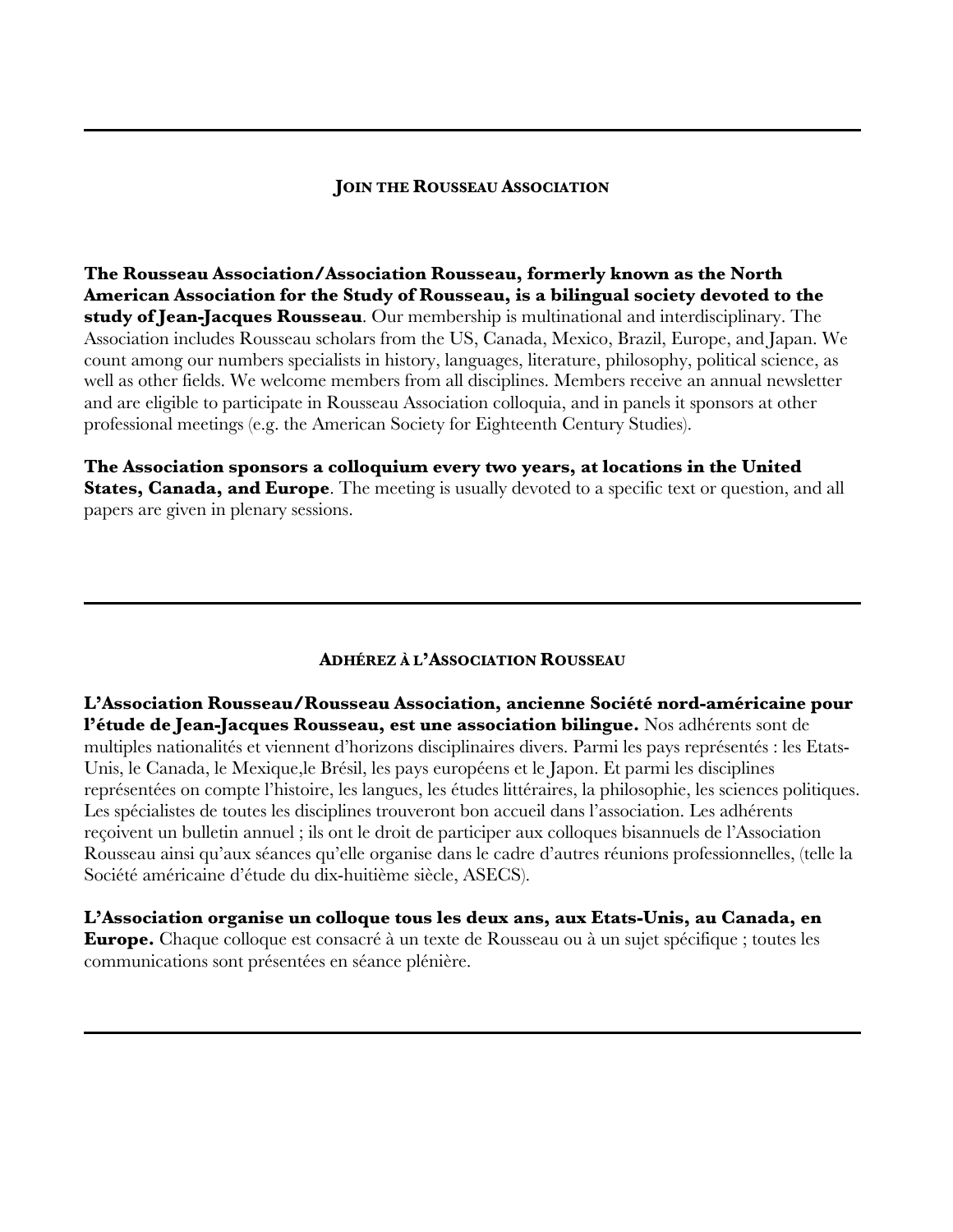---

## JOIN THE ROUSSEAU ASSOCIATION

**The Rousseau Association/Association Rousseau, formerly known as the North American Association for the Study of Rousseau, is a bilingual society devoted to the study of Jean-Jacques Rousseau**. Our membership is multinational and interdisciplinary. The Association includes Rousseau scholars from the US, Canada, Mexico, Brazil, Europe, and Japan. We count among our numbers specialists in history, languages, literature, philosophy, political science, as well as other fields. We welcome members from all disciplines. Members receive an annual newsletter and are eligible to participate in Rousseau Association colloquia, and in panels it sponsors at other professional meetings (e.g. the American Society for Eighteenth Century Studies).

**The Association sponsors a colloquium every two years, at locations in the United States, Canada, and Europe**. The meeting is usually devoted to a specific text or question, and all papers are given in plenary sessions.

---

## ADHÉREZ À L'ASSOCIATION ROUSSEAU

**L'Association Rousseau/Rousseau Association, ancienne Société nord-américaine pour l'étude de Jean-Jacques Rousseau, est une association bilingue.** Nos adhérents sont de multiples nationalités et viennent d'horizons disciplinaires divers. Parmi les pays représentés : les Etats-Unis, le Canada, le Mexique,le Brésil, les pays européens et le Japon. Et parmi les disciplines représentées on compte l'histoire, les langues, les études littéraires, la philosophie, les sciences politiques. Les spécialistes de toutes les disciplines trouveront bon accueil dans l'association. Les adhérents reçoivent un bulletin annuel ; ils ont le droit de participer aux colloques bisannuels de l'Association Rousseau ainsi qu'aux séances qu'elle organise dans le cadre d'autres réunions professionnelles, (telle la Société américaine d'étude du dix-huitième siècle, ASECS).

**L'Association organise un colloque tous les deux ans, aux Etats-Unis, au Canada, en Europe.** Chaque colloque est consacré à un texte de Rousseau ou à un sujet spécifique ; toutes les communications sont présentées en séance plénière.

---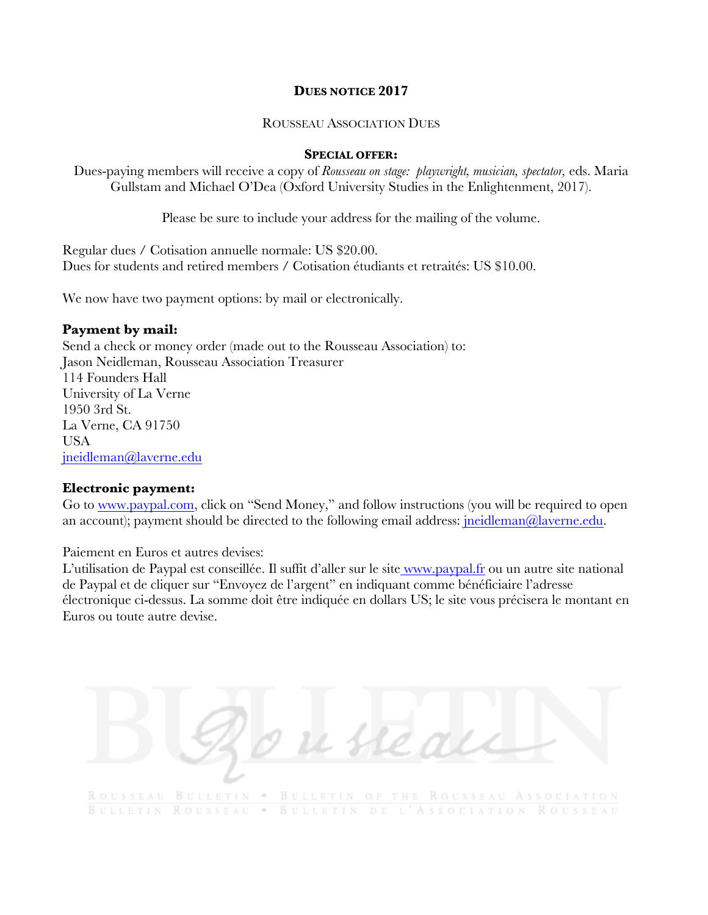## Dues notice 2017

Rousseau Association Dues

**Special offer:**

Dues-paying members will receive a copy of *Rousseau on stage: playwright, musician, spectator,* eds. Maria Gullstam and Michael O'Dea (Oxford University Studies in the Enlightenment, 2017).

Please be sure to include your address for the mailing of the volume.

Regular dues / Cotisation annuelle normale: US $20.00.
Dues for students and retired members / Cotisation étudiants et retraités: US $10.00.

We now have two payment options: by mail or electronically.

**Payment by mail:**
Send a check or money order (made out to the Rousseau Association) to:
Jason Neidleman, Rousseau Association Treasurer
114 Founders Hall
University of La Verne
1950 3rd St.
La Verne, CA 91750
USA
jneidleman@laverne.edu

**Electronic payment:**
Go to www.paypal.com, click on "Send Money," and follow instructions (you will be required to open an account); payment should be directed to the following email address: jneidleman@laverne.edu.

Paiement en Euros et autres devises:
L'utilisation de Paypal est conseillée. Il suffit d'aller sur le site www.paypal.fr ou un autre site national de Paypal et de cliquer sur "Envoyez de l'argent" en indiquant comme bénéficiaire l'adresse électronique ci-dessus. La somme doit être indiquée en dollars US; le site vous précisera le montant en Euros ou toute autre devise.